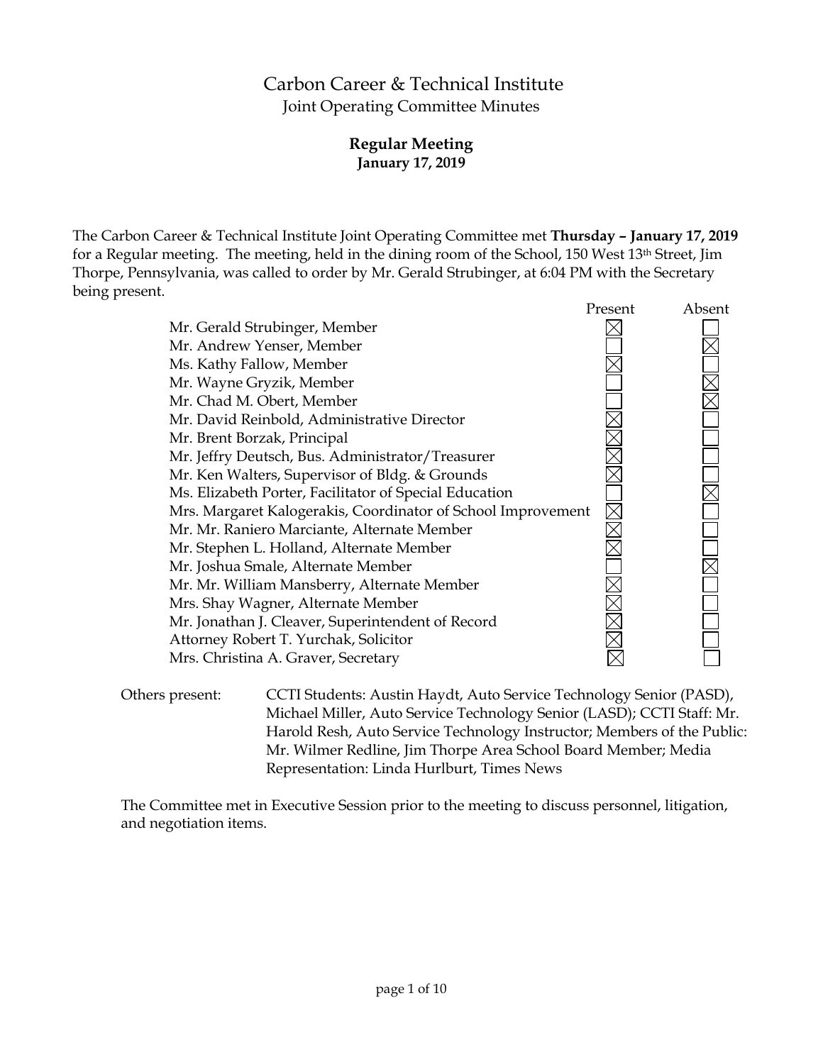# Carbon Career & Technical Institute

## Joint Operating Committee Minutes

### Regular Meeting

**January 17, 2019**

The Carbon Career & Technical Institute Joint Operating Committee met **Thursday – January 17, 2019** for a Regular meeting. The meeting, held in the dining room of the School, 150 West 13th Street, Jim Thorpe, Pennsylvania, was called to order by Mr. Gerald Strubinger, at 6:04 PM with the Secretary being present.

| | Present | Absent |
|---|---|---|
| Mr. Gerald Strubinger, Member | ☒ | ☐ |
| Mr. Andrew Yenser, Member | ☐ | ☒ |
| Ms. Kathy Fallow, Member | ☒ | ☐ |
| Mr. Wayne Gryzik, Member | ☐ | ☒ |
| Mr. Chad M. Obert, Member | ☐ | ☒ |
| Mr. David Reinbold, Administrative Director | ☒ | ☐ |
| Mr. Brent Borzak, Principal | ☒ | ☐ |
| Mr. Jeffry Deutsch, Bus. Administrator/Treasurer | ☒ | ☐ |
| Mr. Ken Walters, Supervisor of Bldg. & Grounds | ☒ | ☐ |
| Ms. Elizabeth Porter, Facilitator of Special Education | ☐ | ☒ |
| Mrs. Margaret Kalogerakis, Coordinator of School Improvement | ☒ | ☐ |
| Mr. Mr. Raniero Marciante, Alternate Member | ☒ | ☐ |
| Mr. Stephen L. Holland, Alternate Member | ☒ | ☐ |
| Mr. Joshua Smale, Alternate Member | ☐ | ☒ |
| Mr. Mr. William Mansberry, Alternate Member | ☒ | ☐ |
| Mrs. Shay Wagner, Alternate Member | ☒ | ☐ |
| Mr. Jonathan J. Cleaver, Superintendent of Record | ☒ | ☐ |
| Attorney Robert T. Yurchak, Solicitor | ☒ | ☐ |
| Mrs. Christina A. Graver, Secretary | ☒ | ☐ |

Others present: CCTI Students: Austin Haydt, Auto Service Technology Senior (PASD), Michael Miller, Auto Service Technology Senior (LASD); CCTI Staff: Mr. Harold Resh, Auto Service Technology Instructor; Members of the Public: Mr. Wilmer Redline, Jim Thorpe Area School Board Member; Media Representation: Linda Hurlburt, Times News

The Committee met in Executive Session prior to the meeting to discuss personnel, litigation, and negotiation items.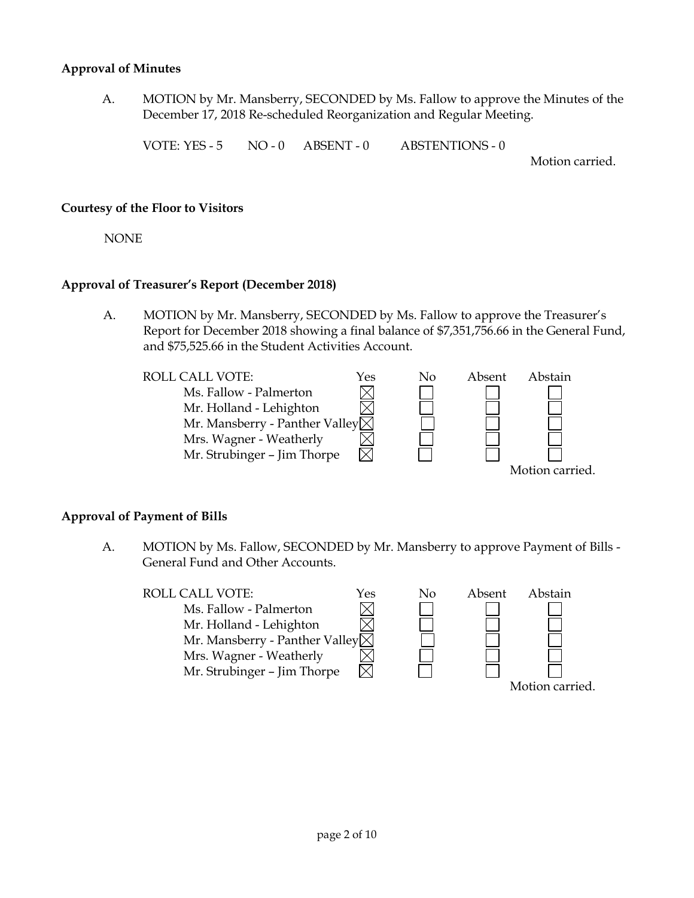**Approval of Minutes**

A. MOTION by Mr. Mansberry, SECONDED by Ms. Fallow to approve the Minutes of the December 17, 2018 Re-scheduled Reorganization and Regular Meeting.

VOTE: YES - 5 NO - 0 ABSENT - 0 ABSTENTIONS - 0

Motion carried.

**Courtesy of the Floor to Visitors**

NONE

**Approval of Treasurer's Report (December 2018)**

A. MOTION by Mr. Mansberry, SECONDED by Ms. Fallow to approve the Treasurer's Report for December 2018 showing a final balance of $7,351,756.66 in the General Fund, and $75,525.66 in the Student Activities Account.

| ROLL CALL VOTE: | Yes | No | Absent | Abstain |
|---|---|---|---|---|
| Ms. Fallow - Palmerton | ☒ | ☐ | ☐ | ☐ |
| Mr. Holland - Lehighton | ☒ | ☐ | ☐ | ☐ |
| Mr. Mansberry - Panther Valley | ☒ | ☐ | ☐ | ☐ |
| Mrs. Wagner - Weatherly | ☒ | ☐ | ☐ | ☐ |
| Mr. Strubinger – Jim Thorpe | ☒ | ☐ | ☐ | ☐ |

Motion carried.

**Approval of Payment of Bills**

A. MOTION by Ms. Fallow, SECONDED by Mr. Mansberry to approve Payment of Bills - General Fund and Other Accounts.

| ROLL CALL VOTE: | Yes | No | Absent | Abstain |
|---|---|---|---|---|
| Ms. Fallow - Palmerton | ☒ | ☐ | ☐ | ☐ |
| Mr. Holland - Lehighton | ☒ | ☐ | ☐ | ☐ |
| Mr. Mansberry - Panther Valley | ☒ | ☐ | ☐ | ☐ |
| Mrs. Wagner - Weatherly | ☒ | ☐ | ☐ | ☐ |
| Mr. Strubinger – Jim Thorpe | ☒ | ☐ | ☐ | ☐ |

Motion carried.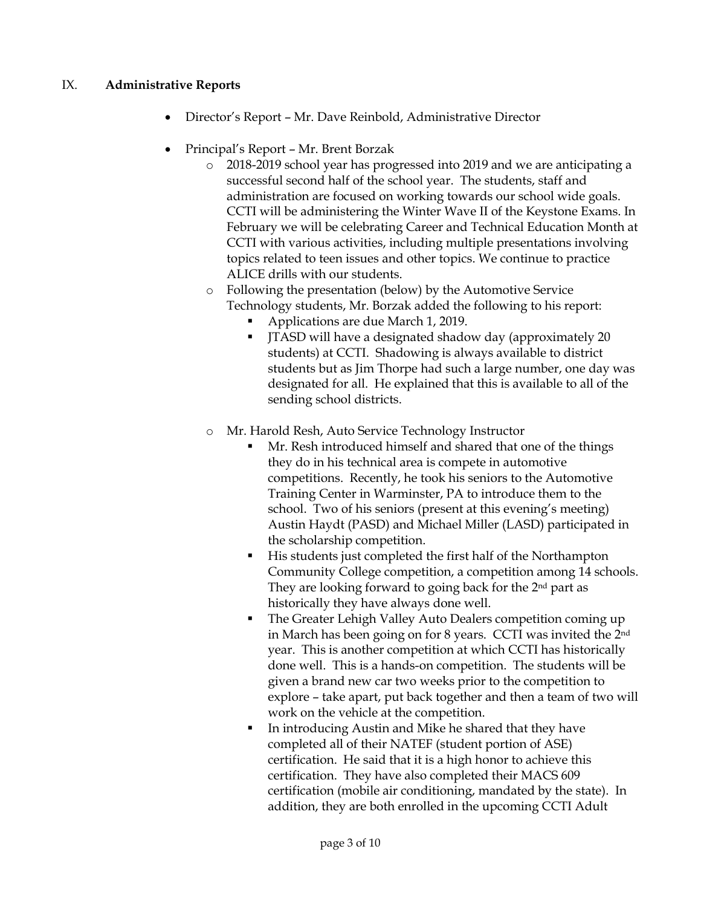IX. **Administrative Reports**

- Director's Report – Mr. Dave Reinbold, Administrative Director
- Principal's Report – Mr. Brent Borzak
  - 2018-2019 school year has progressed into 2019 and we are anticipating a successful second half of the school year. The students, staff and administration are focused on working towards our school wide goals. CCTI will be administering the Winter Wave II of the Keystone Exams. In February we will be celebrating Career and Technical Education Month at CCTI with various activities, including multiple presentations involving topics related to teen issues and other topics. We continue to practice ALICE drills with our students.
  - Following the presentation (below) by the Automotive Service Technology students, Mr. Borzak added the following to his report:
    - Applications are due March 1, 2019.
    - JTASD will have a designated shadow day (approximately 20 students) at CCTI. Shadowing is always available to district students but as Jim Thorpe had such a large number, one day was designated for all. He explained that this is available to all of the sending school districts.
  - Mr. Harold Resh, Auto Service Technology Instructor
    - Mr. Resh introduced himself and shared that one of the things they do in his technical area is compete in automotive competitions. Recently, he took his seniors to the Automotive Training Center in Warminster, PA to introduce them to the school. Two of his seniors (present at this evening's meeting) Austin Haydt (PASD) and Michael Miller (LASD) participated in the scholarship competition.
    - His students just completed the first half of the Northampton Community College competition, a competition among 14 schools. They are looking forward to going back for the 2nd part as historically they have always done well.
    - The Greater Lehigh Valley Auto Dealers competition coming up in March has been going on for 8 years. CCTI was invited the 2nd year. This is another competition at which CCTI has historically done well. This is a hands-on competition. The students will be given a brand new car two weeks prior to the competition to explore – take apart, put back together and then a team of two will work on the vehicle at the competition.
    - In introducing Austin and Mike he shared that they have completed all of their NATEF (student portion of ASE) certification. He said that it is a high honor to achieve this certification. They have also completed their MACS 609 certification (mobile air conditioning, mandated by the state). In addition, they are both enrolled in the upcoming CCTI Adult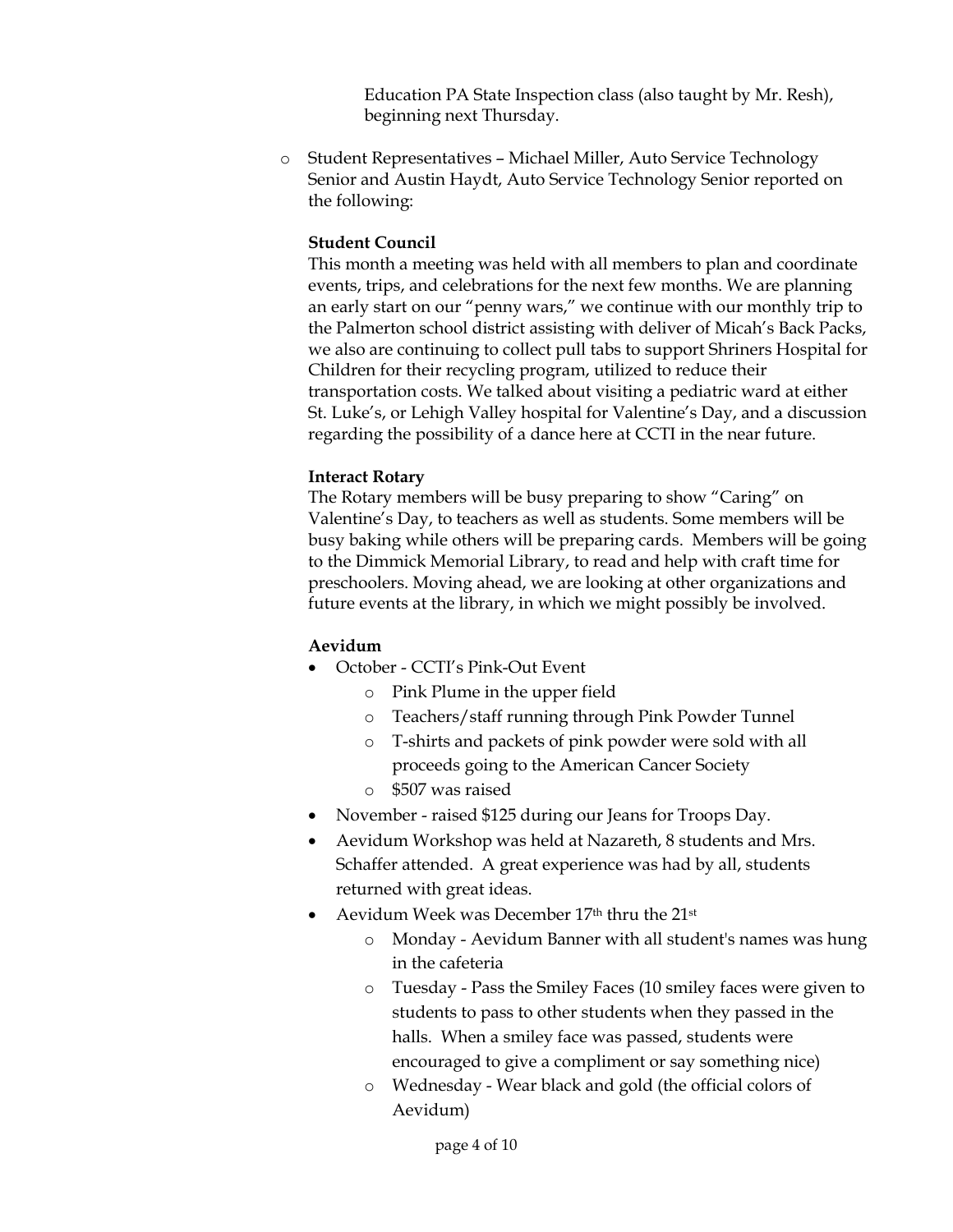Education PA State Inspection class (also taught by Mr. Resh), beginning next Thursday.

- Student Representatives – Michael Miller, Auto Service Technology Senior and Austin Haydt, Auto Service Technology Senior reported on the following:

  **Student Council**

  This month a meeting was held with all members to plan and coordinate events, trips, and celebrations for the next few months. We are planning an early start on our "penny wars," we continue with our monthly trip to the Palmerton school district assisting with deliver of Micah's Back Packs, we also are continuing to collect pull tabs to support Shriners Hospital for Children for their recycling program, utilized to reduce their transportation costs. We talked about visiting a pediatric ward at either St. Luke's, or Lehigh Valley hospital for Valentine's Day, and a discussion regarding the possibility of a dance here at CCTI in the near future.

  **Interact Rotary**

  The Rotary members will be busy preparing to show "Caring" on Valentine's Day, to teachers as well as students. Some members will be busy baking while others will be preparing cards. Members will be going to the Dimmick Memorial Library, to read and help with craft time for preschoolers. Moving ahead, we are looking at other organizations and future events at the library, in which we might possibly be involved.

  **Aevidum**

  - October - CCTI's Pink-Out Event
    - Pink Plume in the upper field
    - Teachers/staff running through Pink Powder Tunnel
    - T-shirts and packets of pink powder were sold with all proceeds going to the American Cancer Society
    - $507 was raised
  - November - raised $125 during our Jeans for Troops Day.
  - Aevidum Workshop was held at Nazareth, 8 students and Mrs. Schaffer attended. A great experience was had by all, students returned with great ideas.
  - Aevidum Week was December 17th thru the 21st
    - Monday - Aevidum Banner with all student's names was hung in the cafeteria
    - Tuesday - Pass the Smiley Faces (10 smiley faces were given to students to pass to other students when they passed in the halls. When a smiley face was passed, students were encouraged to give a compliment or say something nice)
    - Wednesday - Wear black and gold (the official colors of Aevidum)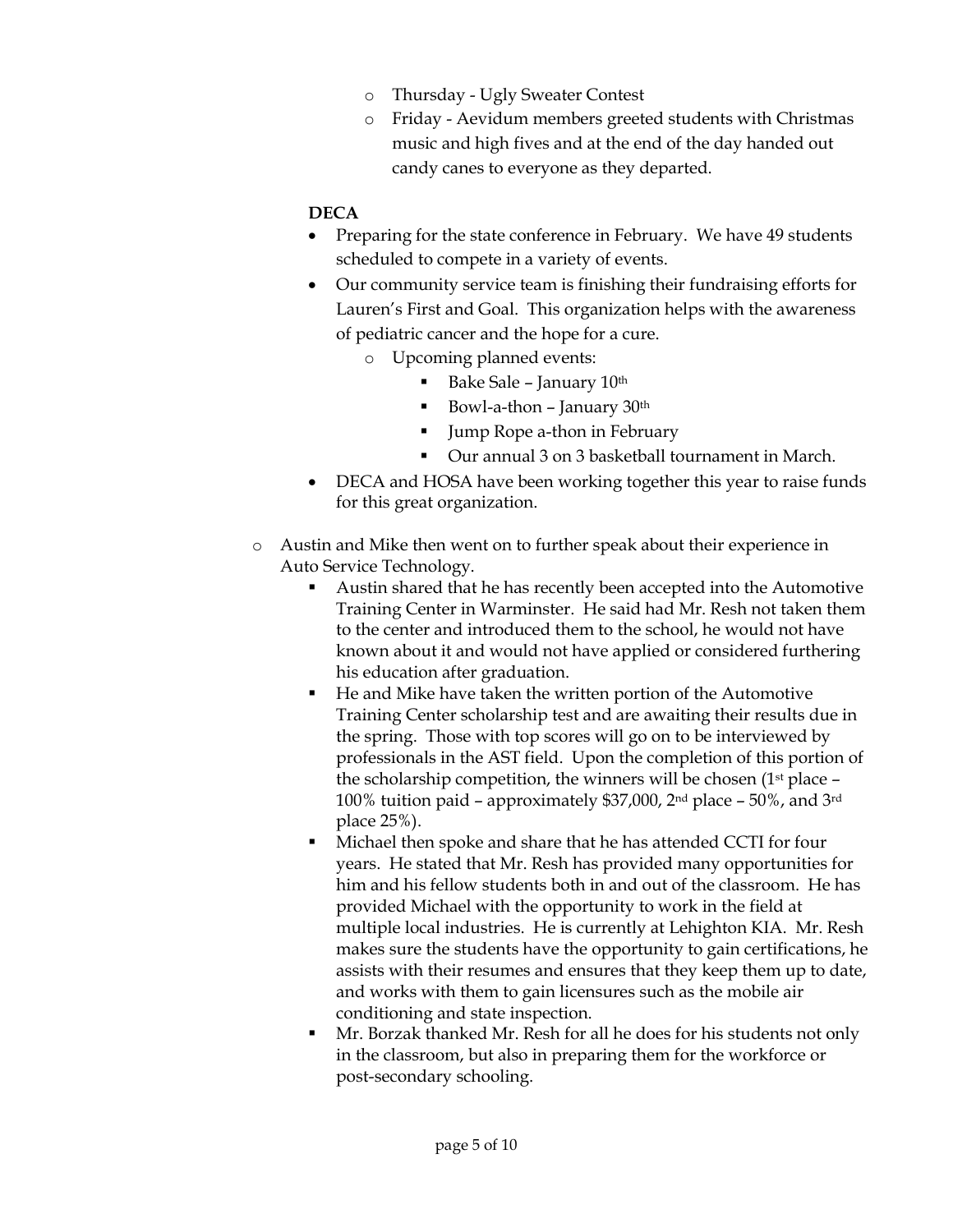- Thursday - Ugly Sweater Contest
- Friday - Aevidum members greeted students with Christmas music and high fives and at the end of the day handed out candy canes to everyone as they departed.

**DECA**

- Preparing for the state conference in February. We have 49 students scheduled to compete in a variety of events.
- Our community service team is finishing their fundraising efforts for Lauren's First and Goal. This organization helps with the awareness of pediatric cancer and the hope for a cure.
  - Upcoming planned events:
    - Bake Sale – January 10th
    - Bowl-a-thon – January 30th
    - Jump Rope a-thon in February
    - Our annual 3 on 3 basketball tournament in March.
- DECA and HOSA have been working together this year to raise funds for this great organization.

- Austin and Mike then went on to further speak about their experience in Auto Service Technology.
  - Austin shared that he has recently been accepted into the Automotive Training Center in Warminster. He said had Mr. Resh not taken them to the center and introduced them to the school, he would not have known about it and would not have applied or considered furthering his education after graduation.
  - He and Mike have taken the written portion of the Automotive Training Center scholarship test and are awaiting their results due in the spring. Those with top scores will go on to be interviewed by professionals in the AST field. Upon the completion of this portion of the scholarship competition, the winners will be chosen (1st place – 100% tuition paid – approximately $37,000, 2nd place – 50%, and 3rd place 25%).
  - Michael then spoke and share that he has attended CCTI for four years. He stated that Mr. Resh has provided many opportunities for him and his fellow students both in and out of the classroom. He has provided Michael with the opportunity to work in the field at multiple local industries. He is currently at Lehighton KIA. Mr. Resh makes sure the students have the opportunity to gain certifications, he assists with their resumes and ensures that they keep them up to date, and works with them to gain licensures such as the mobile air conditioning and state inspection.
  - Mr. Borzak thanked Mr. Resh for all he does for his students not only in the classroom, but also in preparing them for the workforce or post-secondary schooling.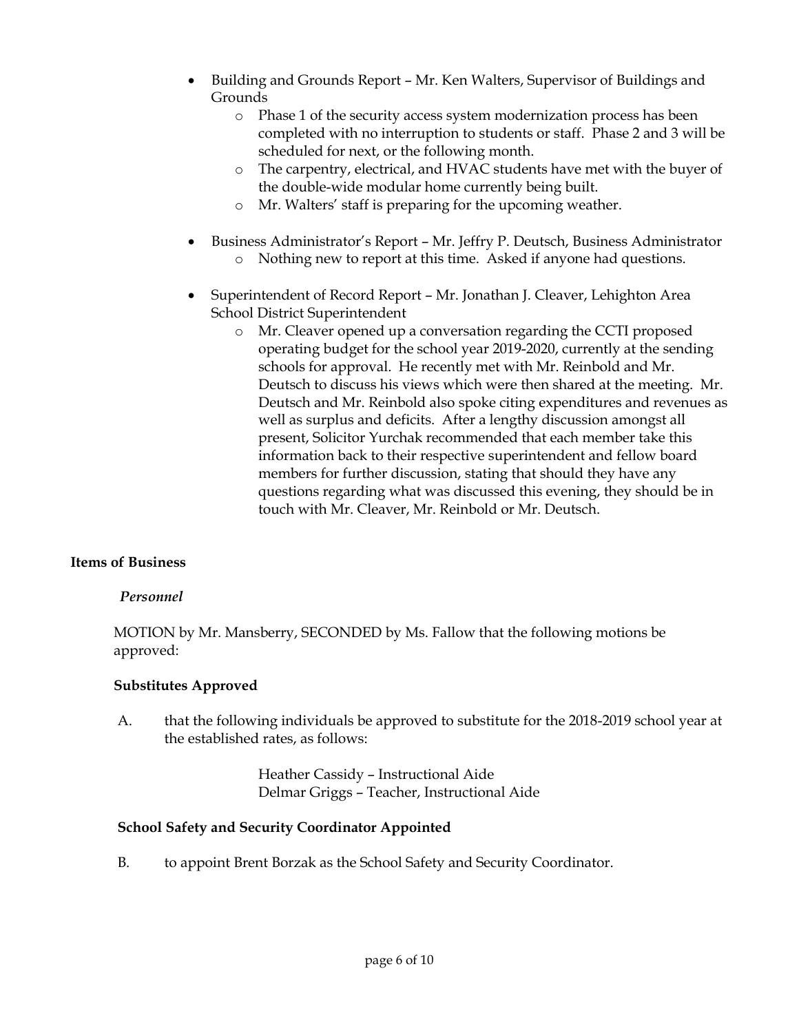- Building and Grounds Report – Mr. Ken Walters, Supervisor of Buildings and Grounds
  - Phase 1 of the security access system modernization process has been completed with no interruption to students or staff. Phase 2 and 3 will be scheduled for next, or the following month.
  - The carpentry, electrical, and HVAC students have met with the buyer of the double-wide modular home currently being built.
  - Mr. Walters' staff is preparing for the upcoming weather.

- Business Administrator's Report – Mr. Jeffry P. Deutsch, Business Administrator
  - Nothing new to report at this time. Asked if anyone had questions.

- Superintendent of Record Report – Mr. Jonathan J. Cleaver, Lehighton Area School District Superintendent
  - Mr. Cleaver opened up a conversation regarding the CCTI proposed operating budget for the school year 2019-2020, currently at the sending schools for approval. He recently met with Mr. Reinbold and Mr. Deutsch to discuss his views which were then shared at the meeting. Mr. Deutsch and Mr. Reinbold also spoke citing expenditures and revenues as well as surplus and deficits. After a lengthy discussion amongst all present, Solicitor Yurchak recommended that each member take this information back to their respective superintendent and fellow board members for further discussion, stating that should they have any questions regarding what was discussed this evening, they should be in touch with Mr. Cleaver, Mr. Reinbold or Mr. Deutsch.

**Items of Business**

*Personnel*

MOTION by Mr. Mansberry, SECONDED by Ms. Fallow that the following motions be approved:

**Substitutes Approved**

A. that the following individuals be approved to substitute for the 2018-2019 school year at the established rates, as follows:

Heather Cassidy – Instructional Aide
Delmar Griggs – Teacher, Instructional Aide

**School Safety and Security Coordinator Appointed**

B. to appoint Brent Borzak as the School Safety and Security Coordinator.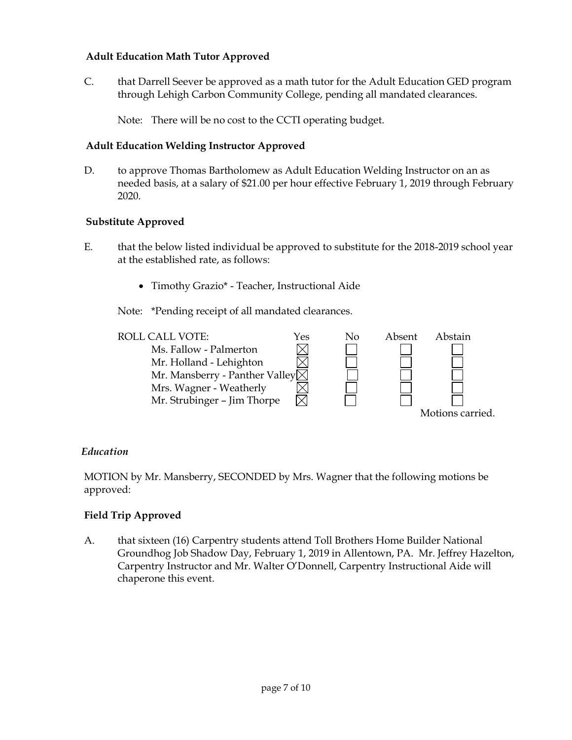**Adult Education Math Tutor Approved**

C. that Darrell Seever be approved as a math tutor for the Adult Education GED program through Lehigh Carbon Community College, pending all mandated clearances.

Note: There will be no cost to the CCTI operating budget.

**Adult Education Welding Instructor Approved**

D. to approve Thomas Bartholomew as Adult Education Welding Instructor on an as needed basis, at a salary of $21.00 per hour effective February 1, 2019 through February 2020.

**Substitute Approved**

E. that the below listed individual be approved to substitute for the 2018-2019 school year at the established rate, as follows:

- Timothy Grazio* - Teacher, Instructional Aide

Note: *Pending receipt of all mandated clearances.

| ROLL CALL VOTE: | Yes | No | Absent | Abstain |
|---|---|---|---|---|
| Ms. Fallow - Palmerton | ☒ | ☐ | ☐ | ☐ |
| Mr. Holland - Lehighton | ☒ | ☐ | ☐ | ☐ |
| Mr. Mansberry - Panther Valley | ☒ | ☐ | ☐ | ☐ |
| Mrs. Wagner - Weatherly | ☒ | ☐ | ☐ | ☐ |
| Mr. Strubinger – Jim Thorpe | ☒ | ☐ | ☐ | ☐ |

Motions carried.

*Education*

MOTION by Mr. Mansberry, SECONDED by Mrs. Wagner that the following motions be approved:

**Field Trip Approved**

A. that sixteen (16) Carpentry students attend Toll Brothers Home Builder National Groundhog Job Shadow Day, February 1, 2019 in Allentown, PA. Mr. Jeffrey Hazelton, Carpentry Instructor and Mr. Walter O'Donnell, Carpentry Instructional Aide will chaperone this event.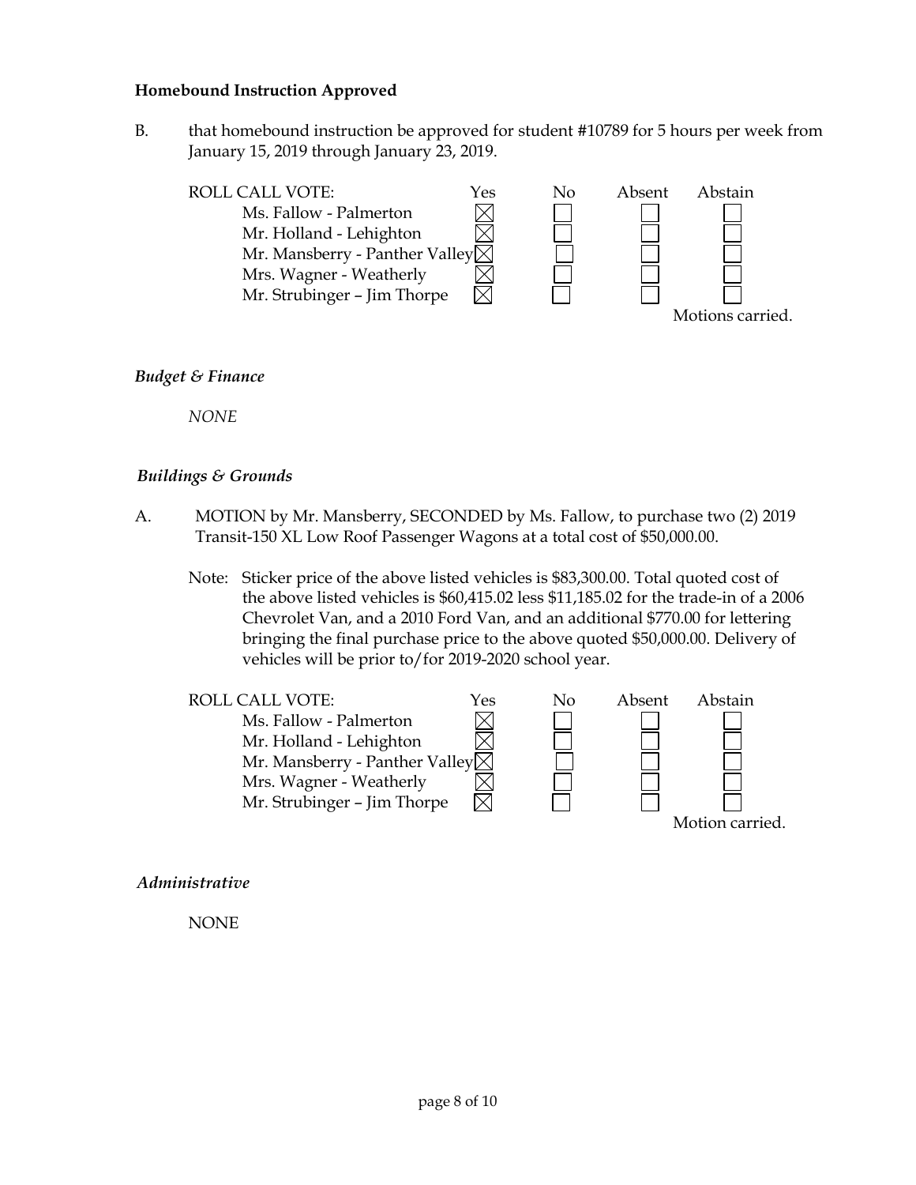**Homebound Instruction Approved**

B. that homebound instruction be approved for student #10789 for 5 hours per week from January 15, 2019 through January 23, 2019.

| ROLL CALL VOTE: | Yes | No | Absent | Abstain |
|---|---|---|---|---|
| Ms. Fallow - Palmerton | ☒ | ☐ | ☐ | ☐ |
| Mr. Holland - Lehighton | ☒ | ☐ | ☐ | ☐ |
| Mr. Mansberry - Panther Valley | ☒ | ☐ | ☐ | ☐ |
| Mrs. Wagner - Weatherly | ☒ | ☐ | ☐ | ☐ |
| Mr. Strubinger – Jim Thorpe | ☒ | ☐ | ☐ | ☐ |

Motions carried.

*Budget & Finance*

*NONE*

*Buildings & Grounds*

A. MOTION by Mr. Mansberry, SECONDED by Ms. Fallow, to purchase two (2) 2019 Transit-150 XL Low Roof Passenger Wagons at a total cost of $50,000.00.

Note: Sticker price of the above listed vehicles is $83,300.00. Total quoted cost of the above listed vehicles is $60,415.02 less $11,185.02 for the trade-in of a 2006 Chevrolet Van, and a 2010 Ford Van, and an additional $770.00 for lettering bringing the final purchase price to the above quoted $50,000.00. Delivery of vehicles will be prior to/for 2019-2020 school year.

| ROLL CALL VOTE: | Yes | No | Absent | Abstain |
|---|---|---|---|---|
| Ms. Fallow - Palmerton | ☒ | ☐ | ☐ | ☐ |
| Mr. Holland - Lehighton | ☒ | ☐ | ☐ | ☐ |
| Mr. Mansberry - Panther Valley | ☒ | ☐ | ☐ | ☐ |
| Mrs. Wagner - Weatherly | ☒ | ☐ | ☐ | ☐ |
| Mr. Strubinger – Jim Thorpe | ☒ | ☐ | ☐ | ☐ |

Motion carried.

*Administrative*

NONE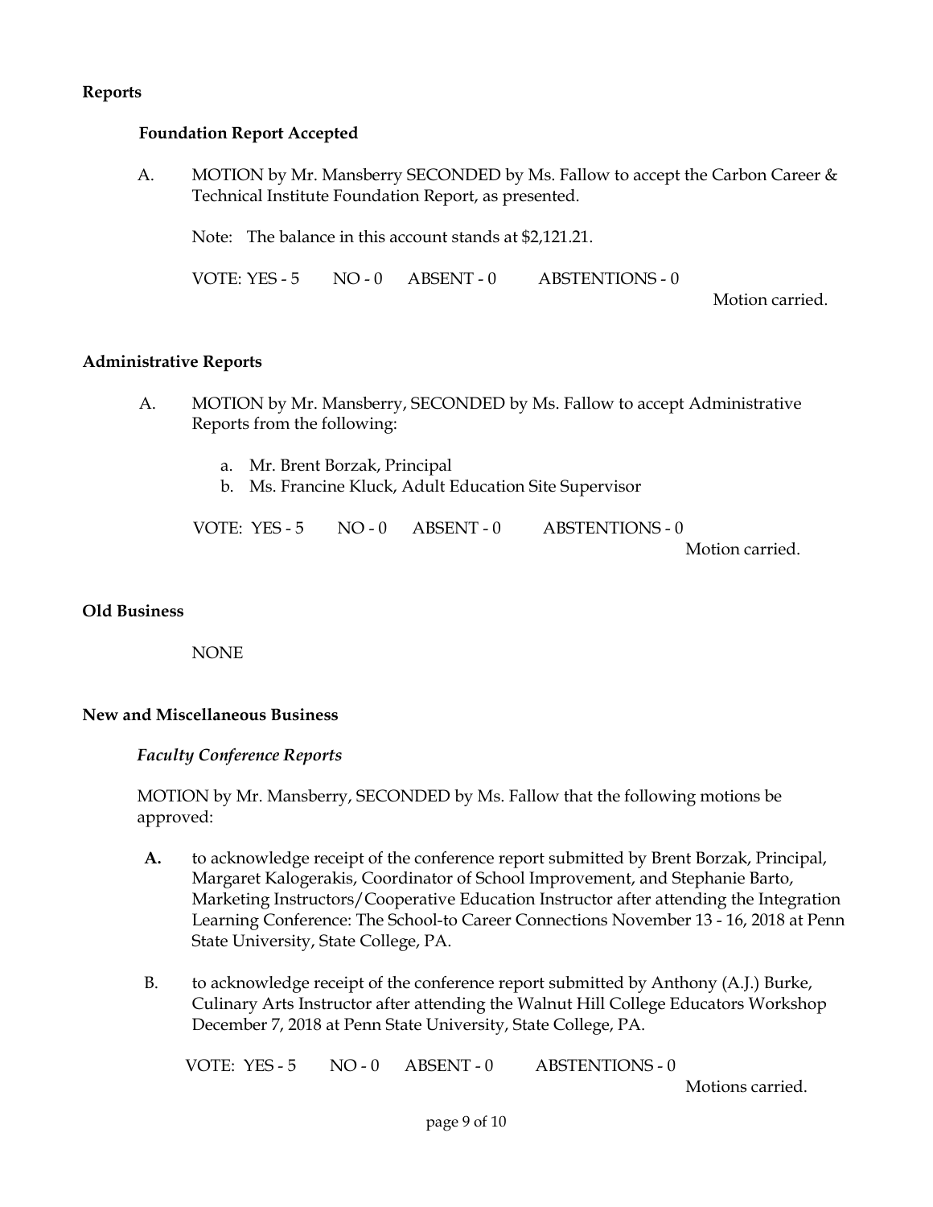## Reports

### Foundation Report Accepted

A. MOTION by Mr. Mansberry SECONDED by Ms. Fallow to accept the Carbon Career & Technical Institute Foundation Report, as presented.

Note: The balance in this account stands at $2,121.21.

VOTE: YES - 5 NO - 0 ABSENT - 0 ABSTENTIONS - 0

Motion carried.

## Administrative Reports

A. MOTION by Mr. Mansberry, SECONDED by Ms. Fallow to accept Administrative Reports from the following:

a. Mr. Brent Borzak, Principal
b. Ms. Francine Kluck, Adult Education Site Supervisor

VOTE: YES - 5 NO - 0 ABSENT - 0 ABSTENTIONS - 0

Motion carried.

## Old Business

NONE

## New and Miscellaneous Business

***Faculty Conference Reports***

MOTION by Mr. Mansberry, SECONDED by Ms. Fallow that the following motions be approved:

**A.** to acknowledge receipt of the conference report submitted by Brent Borzak, Principal, Margaret Kalogerakis, Coordinator of School Improvement, and Stephanie Barto, Marketing Instructors/Cooperative Education Instructor after attending the Integration Learning Conference: The School-to Career Connections November 13 - 16, 2018 at Penn State University, State College, PA.

B. to acknowledge receipt of the conference report submitted by Anthony (A.J.) Burke, Culinary Arts Instructor after attending the Walnut Hill College Educators Workshop December 7, 2018 at Penn State University, State College, PA.

VOTE: YES - 5 NO - 0 ABSENT - 0 ABSTENTIONS - 0

Motions carried.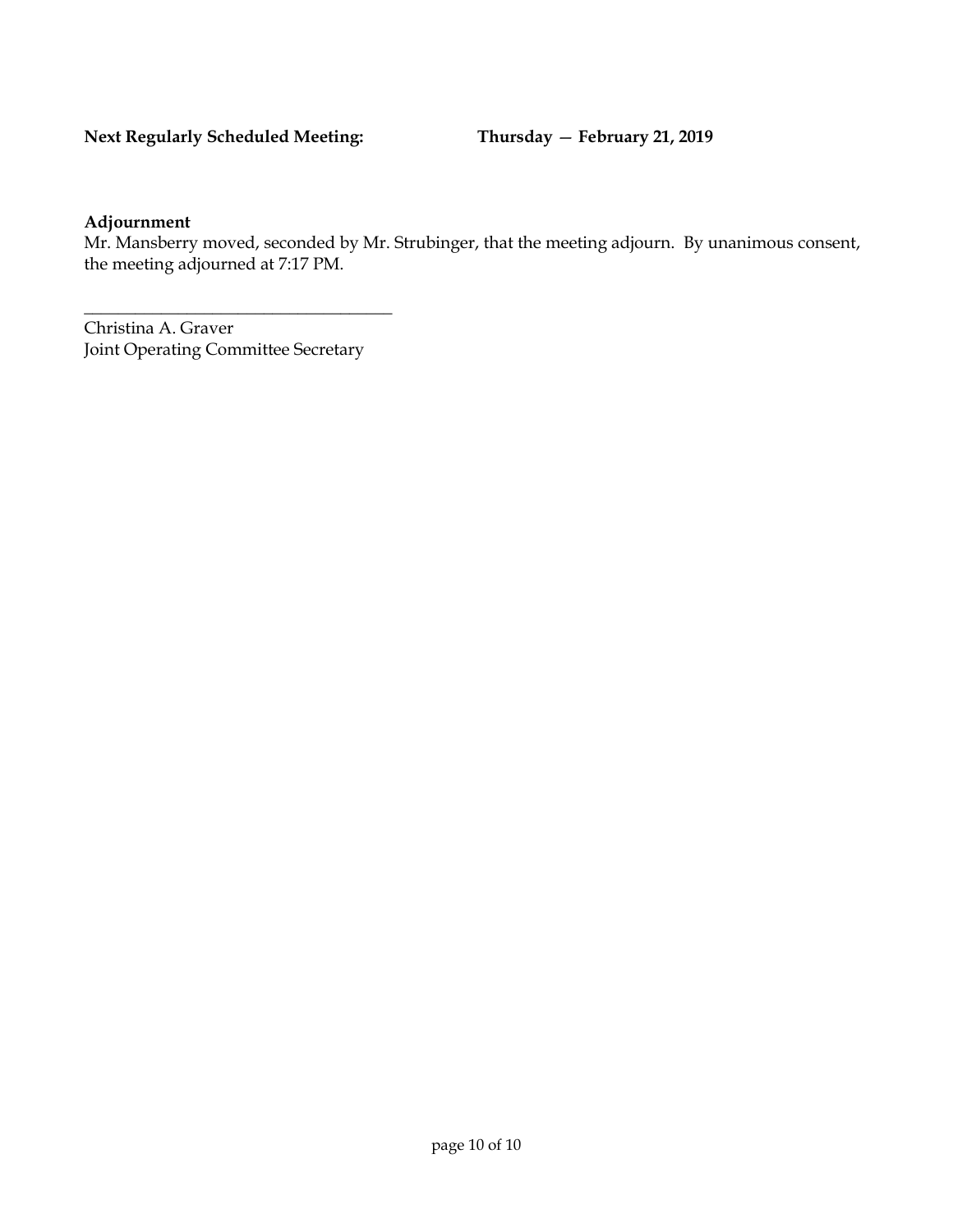**Next Regularly Scheduled Meeting:** **Thursday — February 21, 2019**

**Adjournment**

Mr. Mansberry moved, seconded by Mr. Strubinger, that the meeting adjourn. By unanimous consent, the meeting adjourned at 7:17 PM.

\_\_\_\_\_\_\_\_\_\_\_\_\_\_\_\_\_\_\_\_\_\_\_\_\_\_\_\_\_\_\_\_\_\_\_\_\_

Christina A. Graver
Joint Operating Committee Secretary